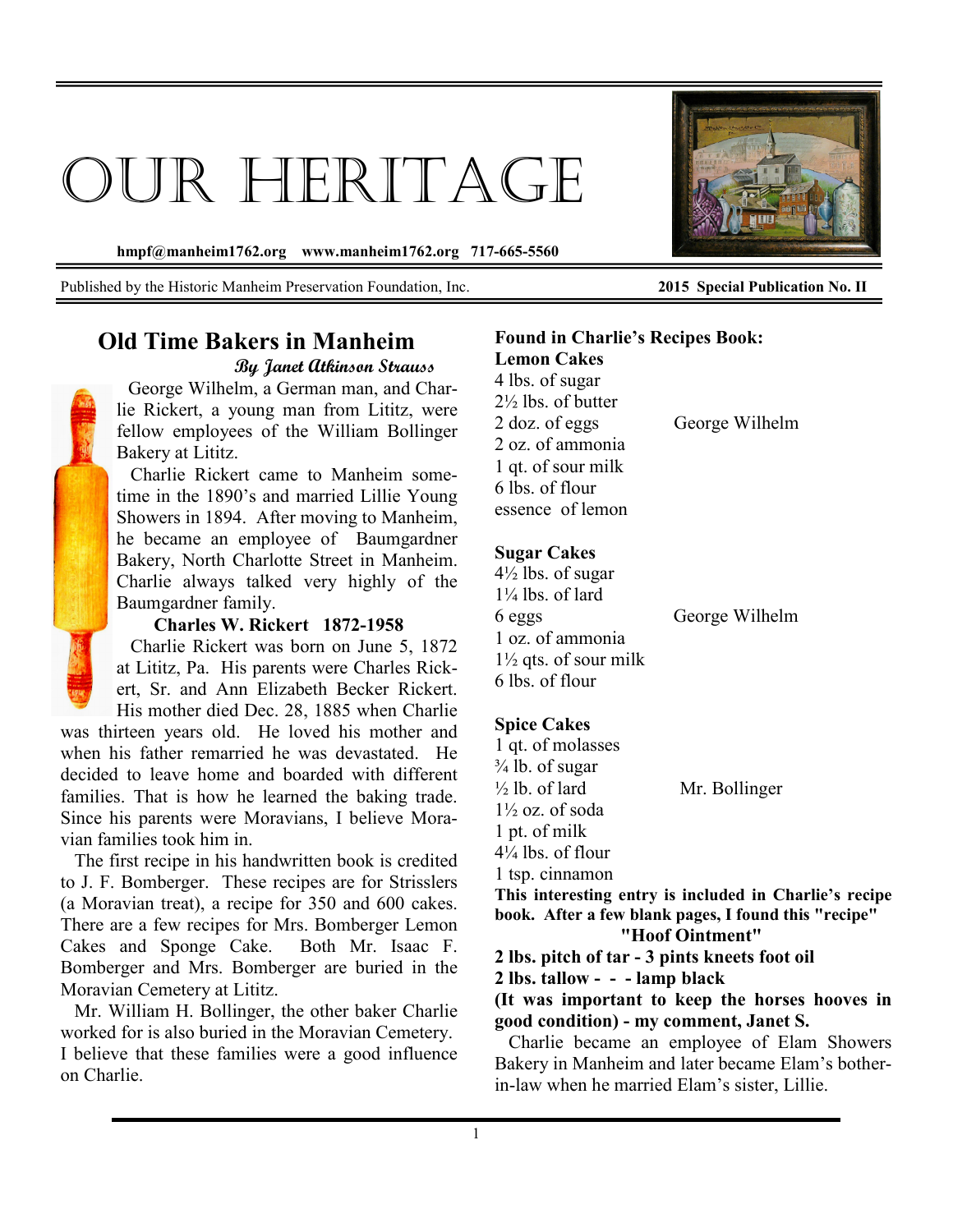# OUR HERITAGE

hmpf@manheim1762.org www.manheim1762.org 717-665-5560

Published by the Historic Manheim Preservation Foundation, Inc. **2015 Special Publication No. II**

## Old Time Bakers in Manheim

*By Janet Atkinson Strauss*

George Wilhelm, a German man, and Charlie Rickert, a young man from Lititz, were fellow employees of the William Bollinger Bakery at Lititz.

Charlie Rickert came to Manheim sometime in the 1890's and married Lillie Young Showers in 1894. After moving to Manheim, he became an employee of Baumgardner Bakery, North Charlotte Street in Manheim. Charlie always talked very highly of the Baumgardner family.

### Charles W. Rickert 1872-1958

Charlie Rickert was born on June 5, 1872 at Lititz, Pa. His parents were Charles Rickert, Sr. and Ann Elizabeth Becker Rickert. His mother died Dec. 28, 1885 when Charlie was thirteen years old. He loved his mother and when his father remarried he was devastated. He decided to leave home and boarded with different families. That is how he learned the baking trade. Since his parents were Moravians, I believe Moravian families took him in.

The first recipe in his handwritten book is credited to J. F. Bomberger. These recipes are for Strisslers (a Moravian treat), a recipe for 350 and 600 cakes. There are a few recipes for Mrs. Bomberger Lemon Cakes and Sponge Cake. Both Mr. Isaac F. Bomberger and Mrs. Bomberger are buried in the Moravian Cemetery at Lititz.

Mr. William H. Bollinger, the other baker Charlie worked for is also buried in the Moravian Cemetery. I believe that these families were a good influence on Charlie.

**Found in Charlie's Recipes Book:**

**Lemon Cakes** — George Wilhelm

4 lbs. of sugar
2½ lbs. of butter
2 doz. of eggs
2 oz. of ammonia
1 qt. of sour milk
6 lbs. of flour
essence of lemon

**Sugar Cakes** — George Wilhelm

4½ lbs. of sugar
1¼ lbs. of lard
6 eggs
1 oz. of ammonia
1½ qts. of sour milk
6 lbs. of flour

**Spice Cakes** — Mr. Bollinger

1 qt. of molasses
¾ lb. of sugar
½ lb. of lard
1½ oz. of soda
1 pt. of milk
4¼ lbs. of flour
1 tsp. cinnamon

**This interesting entry is included in Charlie's recipe book. After a few blank pages, I found this "recipe"**

**"Hoof Ointment"**

**2 lbs. pitch of tar - 3 pints kneets foot oil**
**2 lbs. tallow - - - lamp black**

**(It was important to keep the horses hooves in good condition) - my comment, Janet S.**

Charlie became an employee of Elam Showers Bakery in Manheim and later became Elam's botherin-law when he married Elam's sister, Lillie.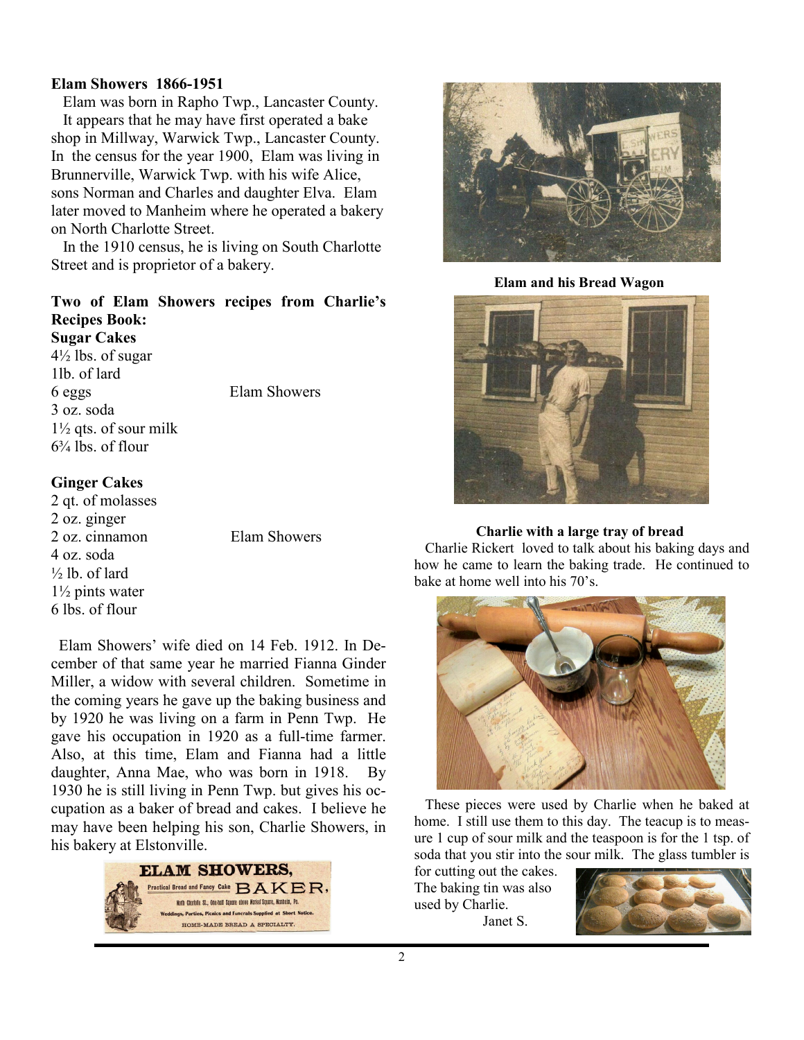**Elam Showers 1866-1951**

Elam was born in Rapho Twp., Lancaster County.

It appears that he may have first operated a bake shop in Millway, Warwick Twp., Lancaster County. In the census for the year 1900, Elam was living in Brunnerville, Warwick Twp. with his wife Alice, sons Norman and Charles and daughter Elva. Elam later moved to Manheim where he operated a bakery on North Charlotte Street.

In the 1910 census, he is living on South Charlotte Street and is proprietor of a bakery.

**Two of Elam Showers recipes from Charlie's Recipes Book:**

**Sugar Cakes**

4½ lbs. of sugar
1lb. of lard
6 eggs — Elam Showers
3 oz. soda
1½ qts. of sour milk
6¾ lbs. of flour

**Ginger Cakes**

2 qt. of molasses
2 oz. ginger
2 oz. cinnamon — Elam Showers
4 oz. soda
½ lb. of lard
1½ pints water
6 lbs. of flour

Elam Showers' wife died on 14 Feb. 1912. In December of that same year he married Fianna Ginder Miller, a widow with several children. Sometime in the coming years he gave up the baking business and by 1920 he was living on a farm in Penn Twp. He gave his occupation in 1920 as a full-time farmer. Also, at this time, Elam and Fianna had a little daughter, Anna Mae, who was born in 1918. By 1930 he is still living in Penn Twp. but gives his occupation as a baker of bread and cakes. I believe he may have been helping his son, Charlie Showers, in his bakery at Elstonville.

ELAM SHOWERS,
Practical Bread and Fancy Cake BAKER,
North Charlotte St., One-half Square above Market Square, Manheim, Pa.
Weddings, Parties, Picnics and Funerals Supplied at Short Notice.
HOME-MADE BREAD A SPECIALTY.

**Elam and his Bread Wagon**

**Charlie with a large tray of bread**

Charlie Rickert loved to talk about his baking days and how he came to learn the baking trade. He continued to bake at home well into his 70's.

These pieces were used by Charlie when he baked at home. I still use them to this day. The teacup is to measure 1 cup of sour milk and the teaspoon is for the 1 tsp. of soda that you stir into the sour milk. The glass tumbler is for cutting out the cakes. The baking tin was also used by Charlie.

Janet S.